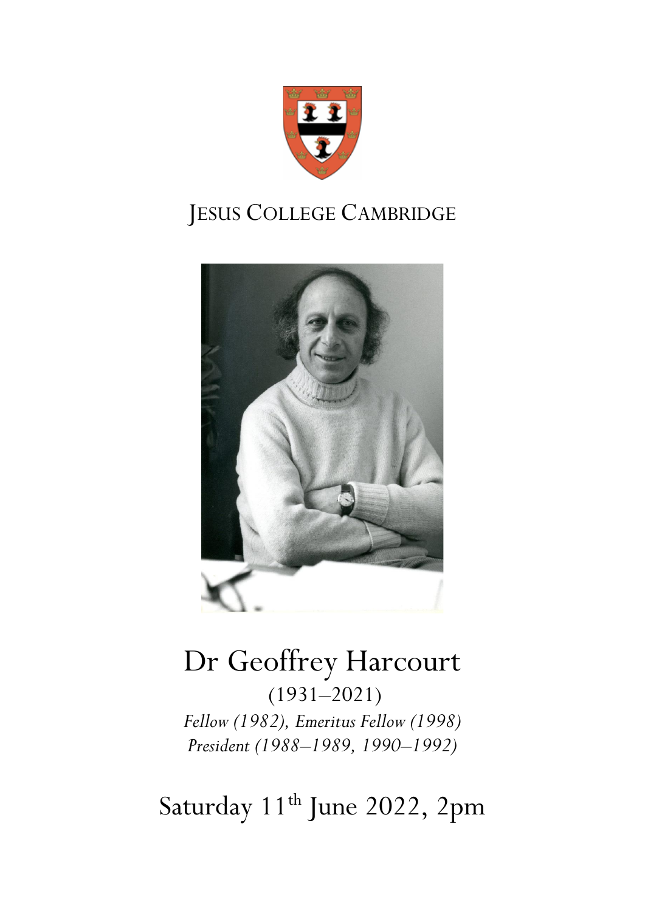JESUS COLLEGE CAMBRIDGE

# Dr Geoffrey Harcourt

(1931–2021)

*Fellow (1982), Emeritus Fellow (1998)*

*President (1988–1989, 1990–1992)*

Saturday 11th June 2022, 2pm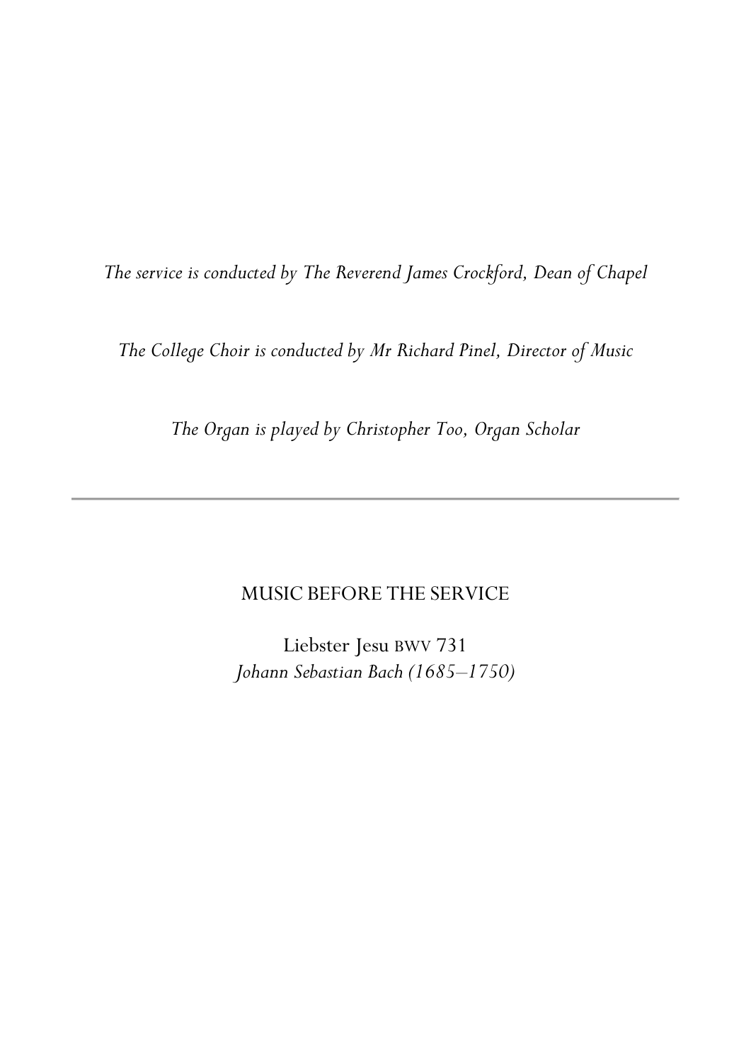*The service is conducted by The Reverend James Crockford, Dean of Chapel*

*The College Choir is conducted by Mr Richard Pinel, Director of Music*

*The Organ is played by Christopher Too, Organ Scholar*

---

## MUSIC BEFORE THE SERVICE

Liebster Jesu BWV 731
*Johann Sebastian Bach (1685–1750)*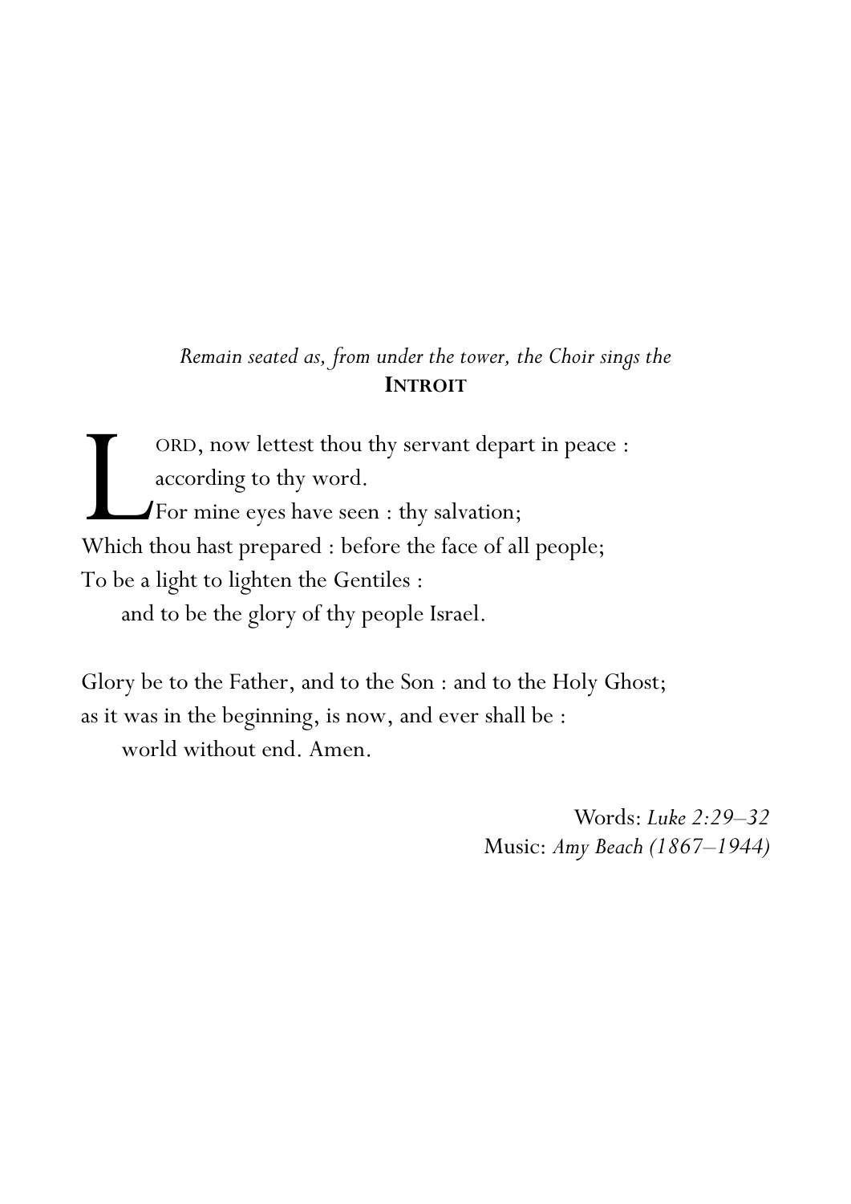*Remain seated as, from under the tower, the Choir sings the*

**INTROIT**

LORD, now lettest thou thy servant depart in peace :
according to thy word.
For mine eyes have seen : thy salvation;
Which thou hast prepared : before the face of all people;
To be a light to lighten the Gentiles :
and to be the glory of thy people Israel.

Glory be to the Father, and to the Son : and to the Holy Ghost;
as it was in the beginning, is now, and ever shall be :
world without end. Amen.

Words: *Luke 2:29–32*
Music: *Amy Beach (1867–1944)*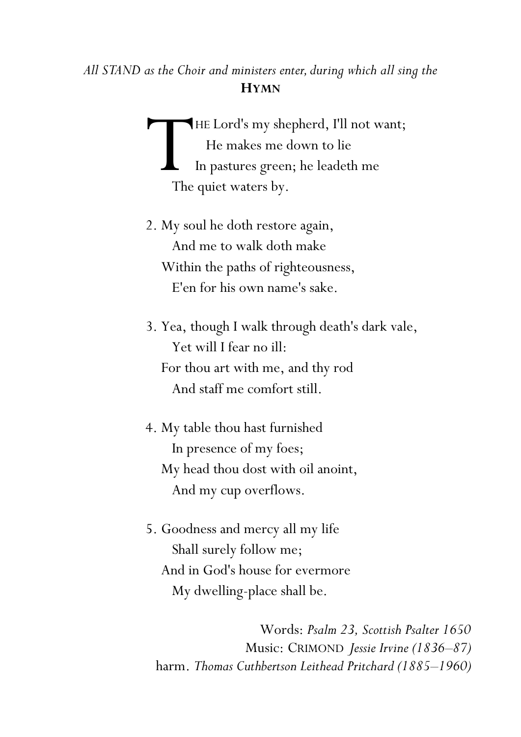*All STAND as the Choir and ministers enter, during which all sing the*

**HYMN**

THE Lord's my shepherd, I'll not want;
He makes me down to lie
In pastures green; he leadeth me
The quiet waters by.

2. My soul he doth restore again,
And me to walk doth make
Within the paths of righteousness,
E'en for his own name's sake.

3. Yea, though I walk through death's dark vale,
Yet will I fear no ill:
For thou art with me, and thy rod
And staff me comfort still.

4. My table thou hast furnished
In presence of my foes;
My head thou dost with oil anoint,
And my cup overflows.

5. Goodness and mercy all my life
Shall surely follow me;
And in God's house for evermore
My dwelling-place shall be.

Words: *Psalm 23, Scottish Psalter 1650*
Music: CRIMOND *Jessie Irvine (1836–87)*
harm. *Thomas Cuthbertson Leithead Pritchard (1885–1960)*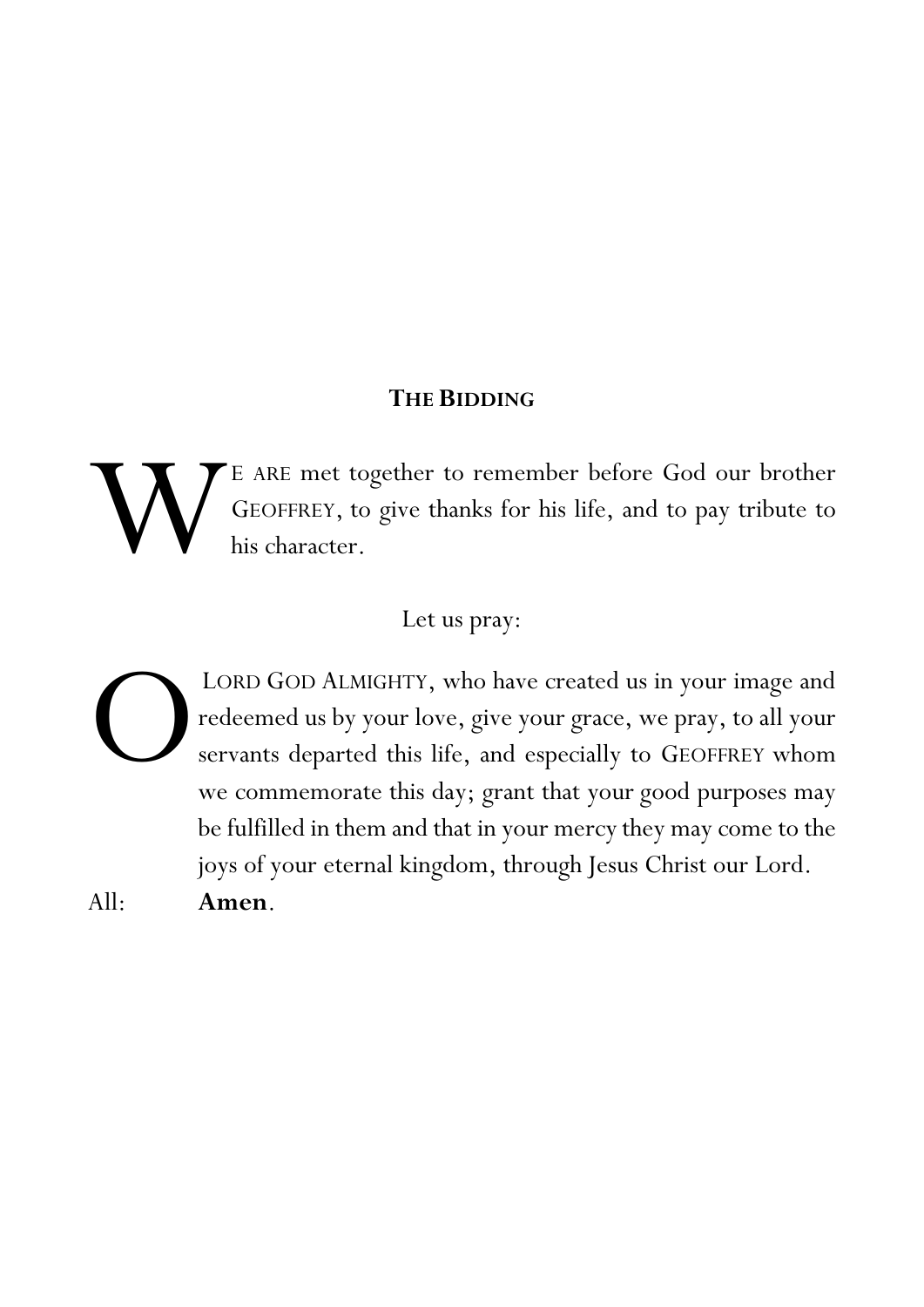## THE BIDDING

WE ARE met together to remember before God our brother GEOFFREY, to give thanks for his life, and to pay tribute to his character.

Let us pray:

O LORD GOD ALMIGHTY, who have created us in your image and redeemed us by your love, give your grace, we pray, to all your servants departed this life, and especially to GEOFFREY whom we commemorate this day; grant that your good purposes may be fulfilled in them and that in your mercy they may come to the joys of your eternal kingdom, through Jesus Christ our Lord.

All: **Amen**.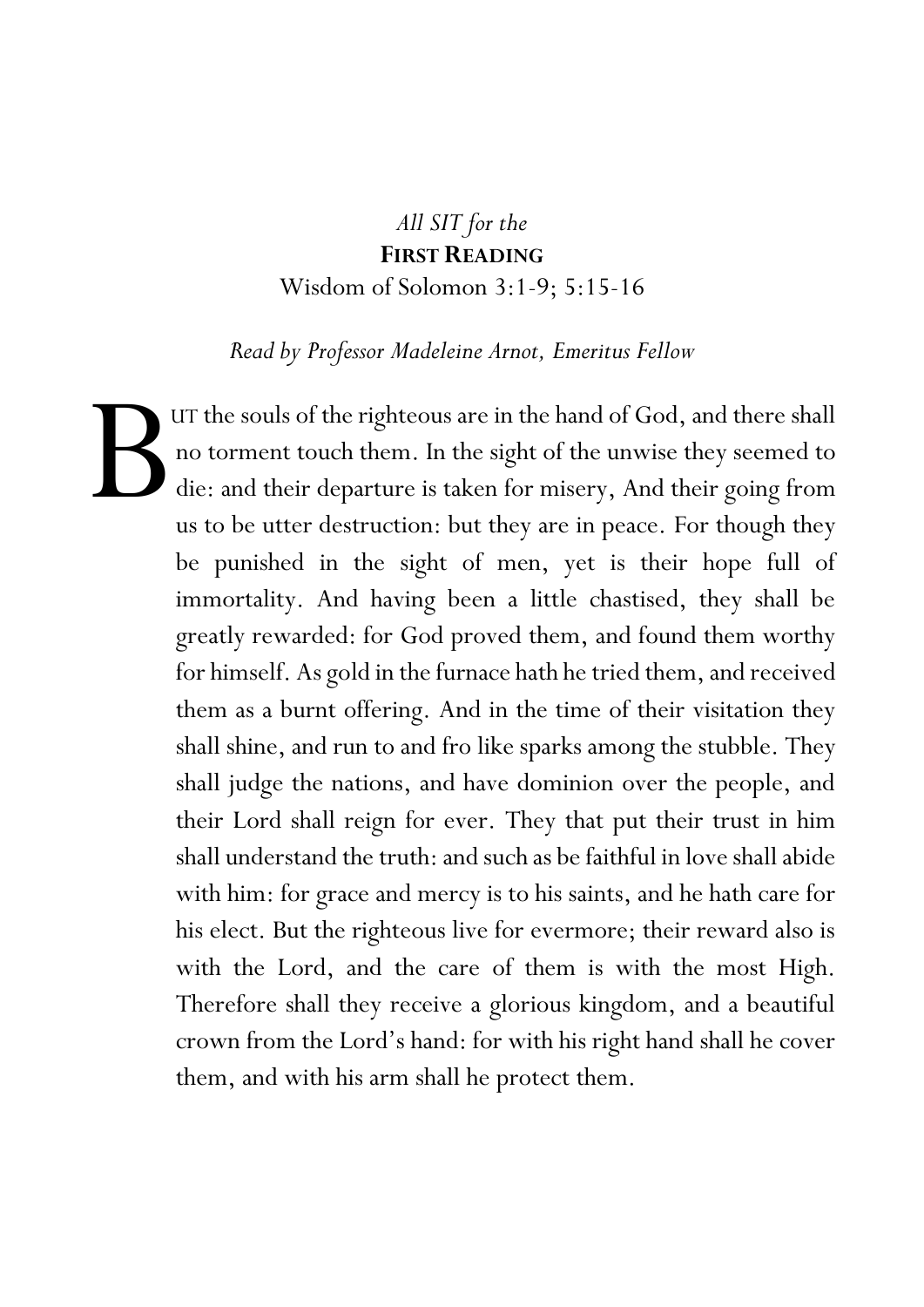*All SIT for the*

**FIRST READING**

Wisdom of Solomon 3:1-9; 5:15-16

*Read by Professor Madeleine Arnot, Emeritus Fellow*

BUT the souls of the righteous are in the hand of God, and there shall no torment touch them. In the sight of the unwise they seemed to die: and their departure is taken for misery, And their going from us to be utter destruction: but they are in peace. For though they be punished in the sight of men, yet is their hope full of immortality. And having been a little chastised, they shall be greatly rewarded: for God proved them, and found them worthy for himself. As gold in the furnace hath he tried them, and received them as a burnt offering. And in the time of their visitation they shall shine, and run to and fro like sparks among the stubble. They shall judge the nations, and have dominion over the people, and their Lord shall reign for ever. They that put their trust in him shall understand the truth: and such as be faithful in love shall abide with him: for grace and mercy is to his saints, and he hath care for his elect. But the righteous live for evermore; their reward also is with the Lord, and the care of them is with the most High. Therefore shall they receive a glorious kingdom, and a beautiful crown from the Lord's hand: for with his right hand shall he cover them, and with his arm shall he protect them.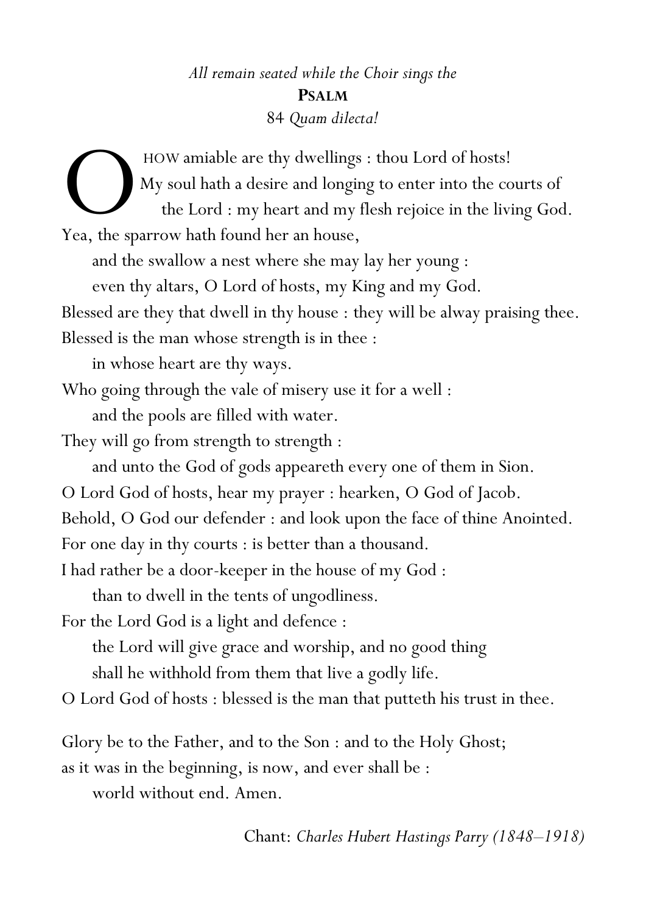*All remain seated while the Choir sings the*

**PSALM**

84 *Quam dilecta!*

O HOW amiable are thy dwellings : thou Lord of hosts!
My soul hath a desire and longing to enter into the courts of
the Lord : my heart and my flesh rejoice in the living God.
Yea, the sparrow hath found her an house,
and the swallow a nest where she may lay her young :
even thy altars, O Lord of hosts, my King and my God.
Blessed are they that dwell in thy house : they will be alway praising thee.
Blessed is the man whose strength is in thee :
in whose heart are thy ways.
Who going through the vale of misery use it for a well :
and the pools are filled with water.
They will go from strength to strength :
and unto the God of gods appeareth every one of them in Sion.
O Lord God of hosts, hear my prayer : hearken, O God of Jacob.
Behold, O God our defender : and look upon the face of thine Anointed.
For one day in thy courts : is better than a thousand.
I had rather be a door-keeper in the house of my God :
than to dwell in the tents of ungodliness.
For the Lord God is a light and defence :
the Lord will give grace and worship, and no good thing
shall he withhold from them that live a godly life.
O Lord God of hosts : blessed is the man that putteth his trust in thee.

Glory be to the Father, and to the Son : and to the Holy Ghost;
as it was in the beginning, is now, and ever shall be :
world without end. Amen.

Chant: *Charles Hubert Hastings Parry (1848–1918)*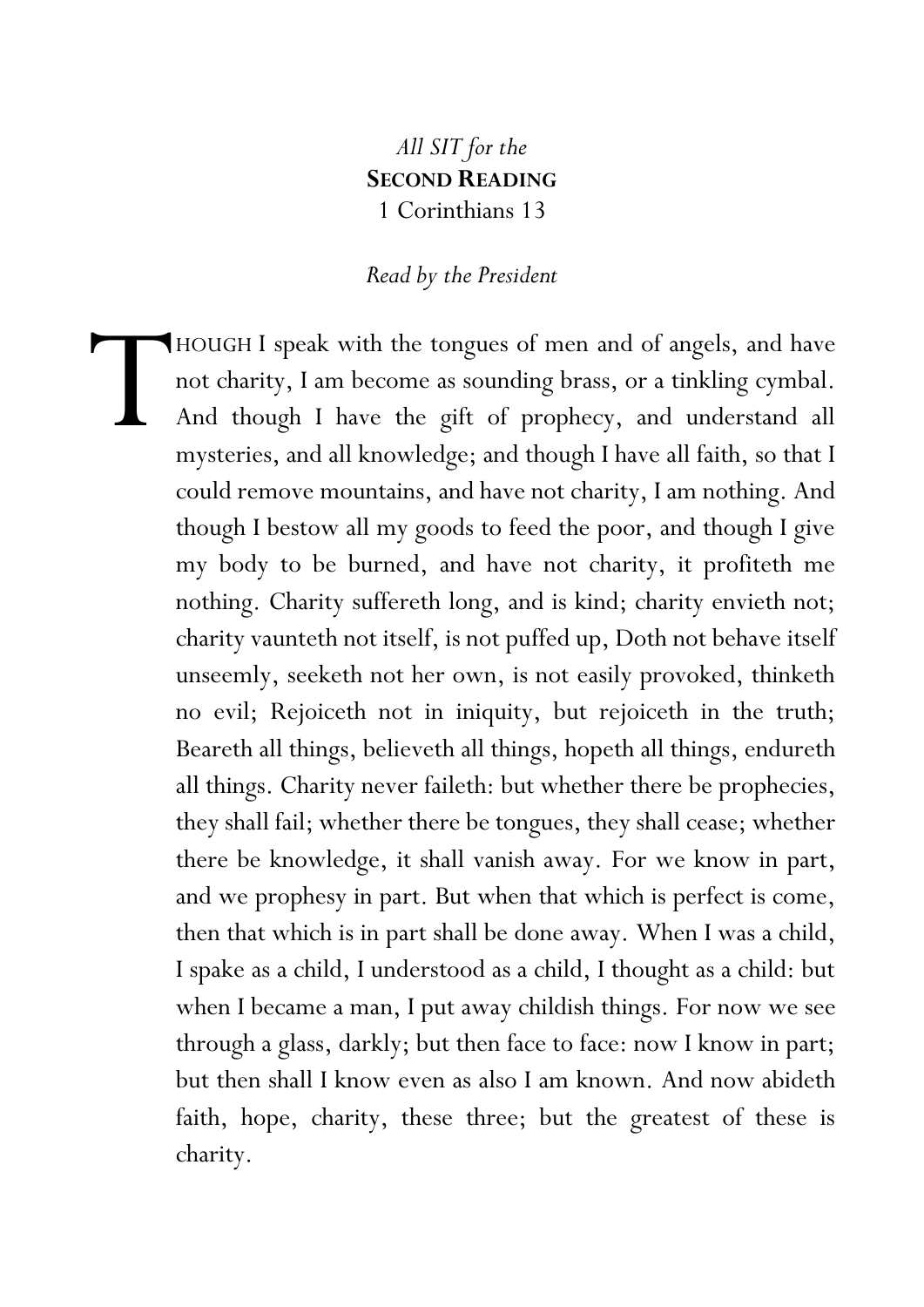*All SIT for the*

**SECOND READING**

1 Corinthians 13

*Read by the President*

THOUGH I speak with the tongues of men and of angels, and have not charity, I am become as sounding brass, or a tinkling cymbal. And though I have the gift of prophecy, and understand all mysteries, and all knowledge; and though I have all faith, so that I could remove mountains, and have not charity, I am nothing. And though I bestow all my goods to feed the poor, and though I give my body to be burned, and have not charity, it profiteth me nothing. Charity suffereth long, and is kind; charity envieth not; charity vaunteth not itself, is not puffed up, Doth not behave itself unseemly, seeketh not her own, is not easily provoked, thinketh no evil; Rejoiceth not in iniquity, but rejoiceth in the truth; Beareth all things, believeth all things, hopeth all things, endureth all things. Charity never faileth: but whether there be prophecies, they shall fail; whether there be tongues, they shall cease; whether there be knowledge, it shall vanish away. For we know in part, and we prophesy in part. But when that which is perfect is come, then that which is in part shall be done away. When I was a child, I spake as a child, I understood as a child, I thought as a child: but when I became a man, I put away childish things. For now we see through a glass, darkly; but then face to face: now I know in part; but then shall I know even as also I am known. And now abideth faith, hope, charity, these three; but the greatest of these is charity.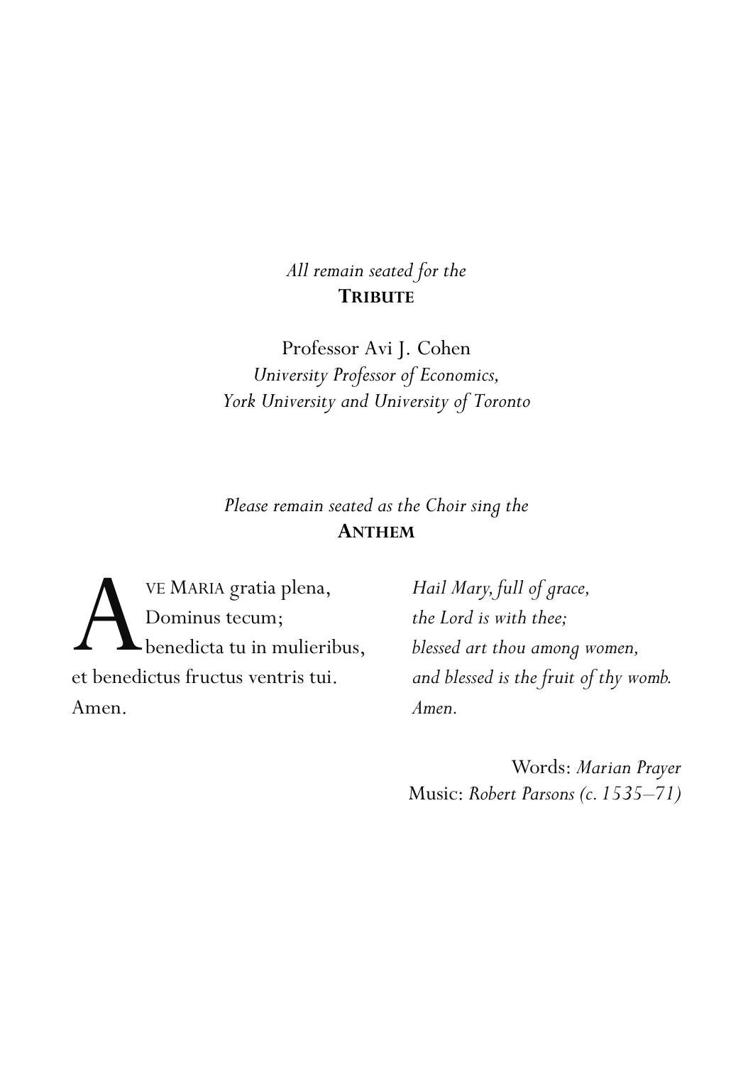*All remain seated for the*

**TRIBUTE**

Professor Avi J. Cohen
*University Professor of Economics,*
*York University and University of Toronto*

*Please remain seated as the Choir sing the*

**ANTHEM**

| | |
|---|---|
| AVE MARIA gratia plena, | *Hail Mary, full of grace,* |
| Dominus tecum; | *the Lord is with thee;* |
| benedicta tu in mulieribus, | *blessed art thou among women,* |
| et benedictus fructus ventris tui. | *and blessed is the fruit of thy womb.* |
| Amen. | *Amen.* |

Words: *Marian Prayer*
Music: *Robert Parsons (c. 1535–71)*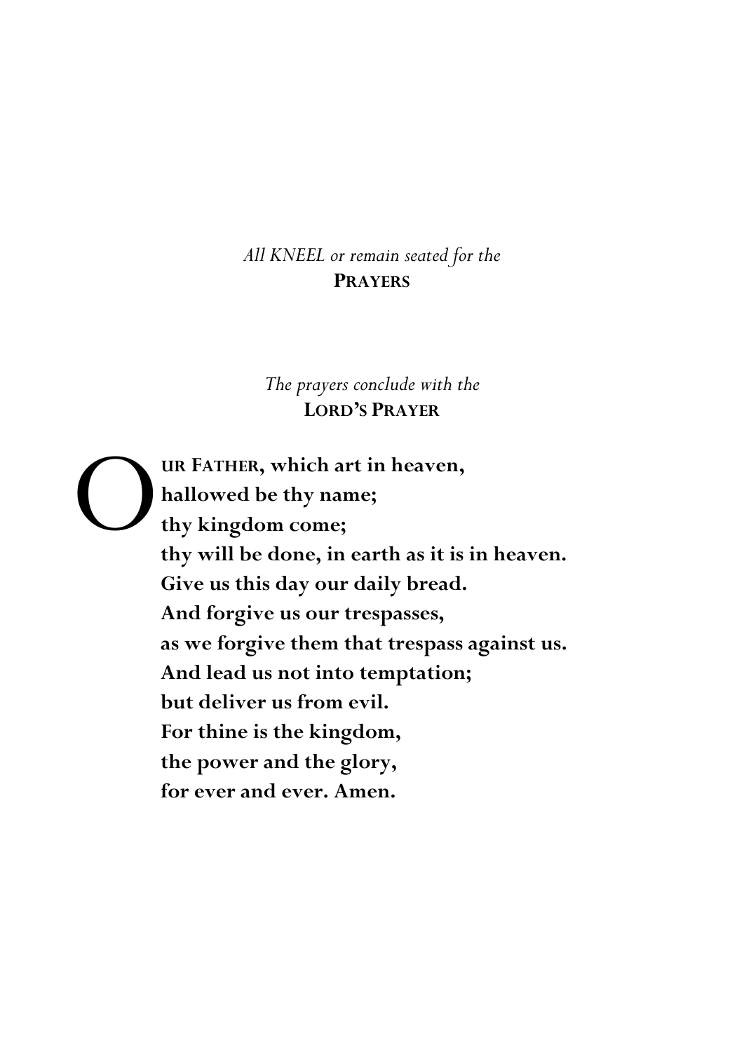*All KNEEL or remain seated for the*

**PRAYERS**

*The prayers conclude with the*

**LORD'S PRAYER**

**OUR FATHER, which art in heaven,**
**hallowed be thy name;**
**thy kingdom come;**
**thy will be done, in earth as it is in heaven.**
**Give us this day our daily bread.**
**And forgive us our trespasses,**
**as we forgive them that trespass against us.**
**And lead us not into temptation;**
**but deliver us from evil.**
**For thine is the kingdom,**
**the power and the glory,**
**for ever and ever. Amen.**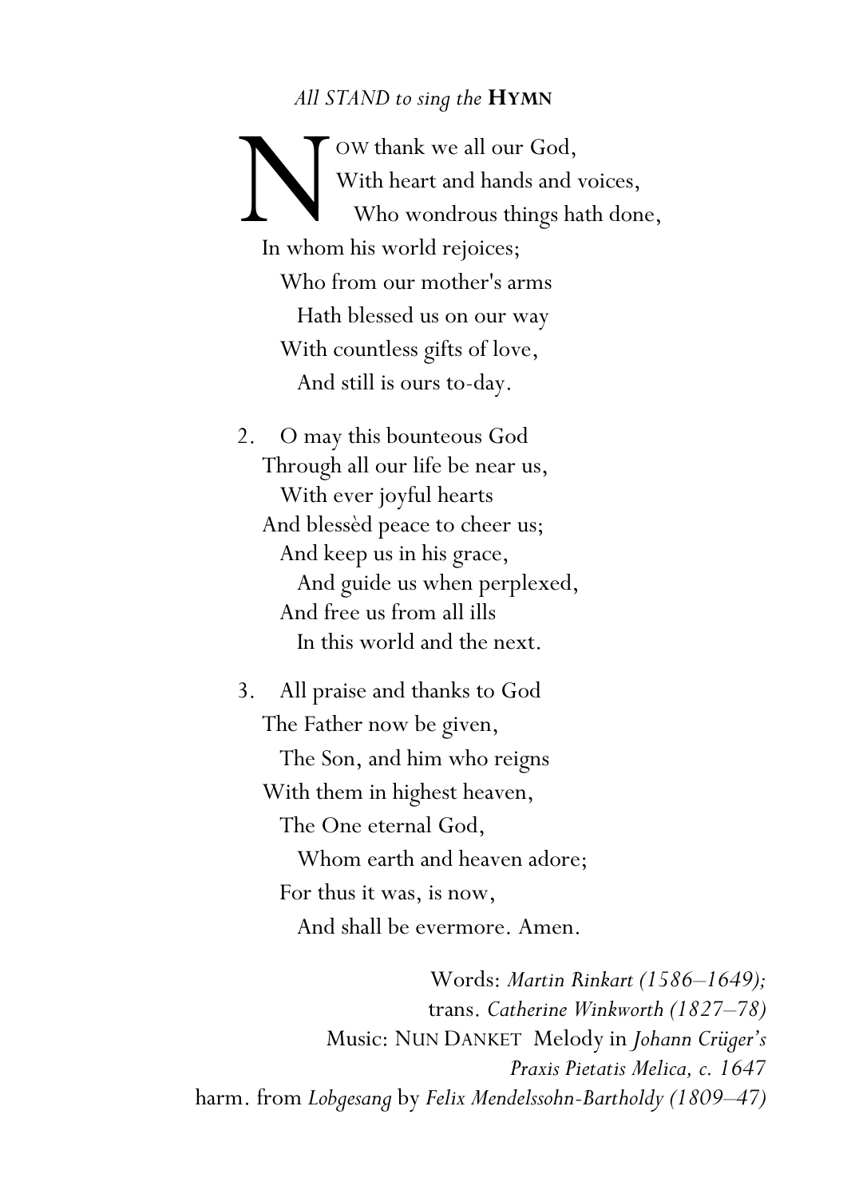*All STAND to sing the* **HYMN**

NOW thank we all our God,
With heart and hands and voices,
Who wondrous things hath done,
In whom his world rejoices;
Who from our mother's arms
Hath blessed us on our way
With countless gifts of love,
And still is ours to-day.

2. O may this bounteous God
Through all our life be near us,
With ever joyful hearts
And blessèd peace to cheer us;
And keep us in his grace,
And guide us when perplexed,
And free us from all ills
In this world and the next.

3. All praise and thanks to God
The Father now be given,
The Son, and him who reigns
With them in highest heaven,
The One eternal God,
Whom earth and heaven adore;
For thus it was, is now,
And shall be evermore. Amen.

Words: *Martin Rinkart (1586–1649);*
trans. *Catherine Winkworth (1827–78)*
Music: NUN DANKET Melody in *Johann Crüger's Praxis Pietatis Melica, c. 1647*
harm. from *Lobgesang* by *Felix Mendelssohn-Bartholdy (1809–47)*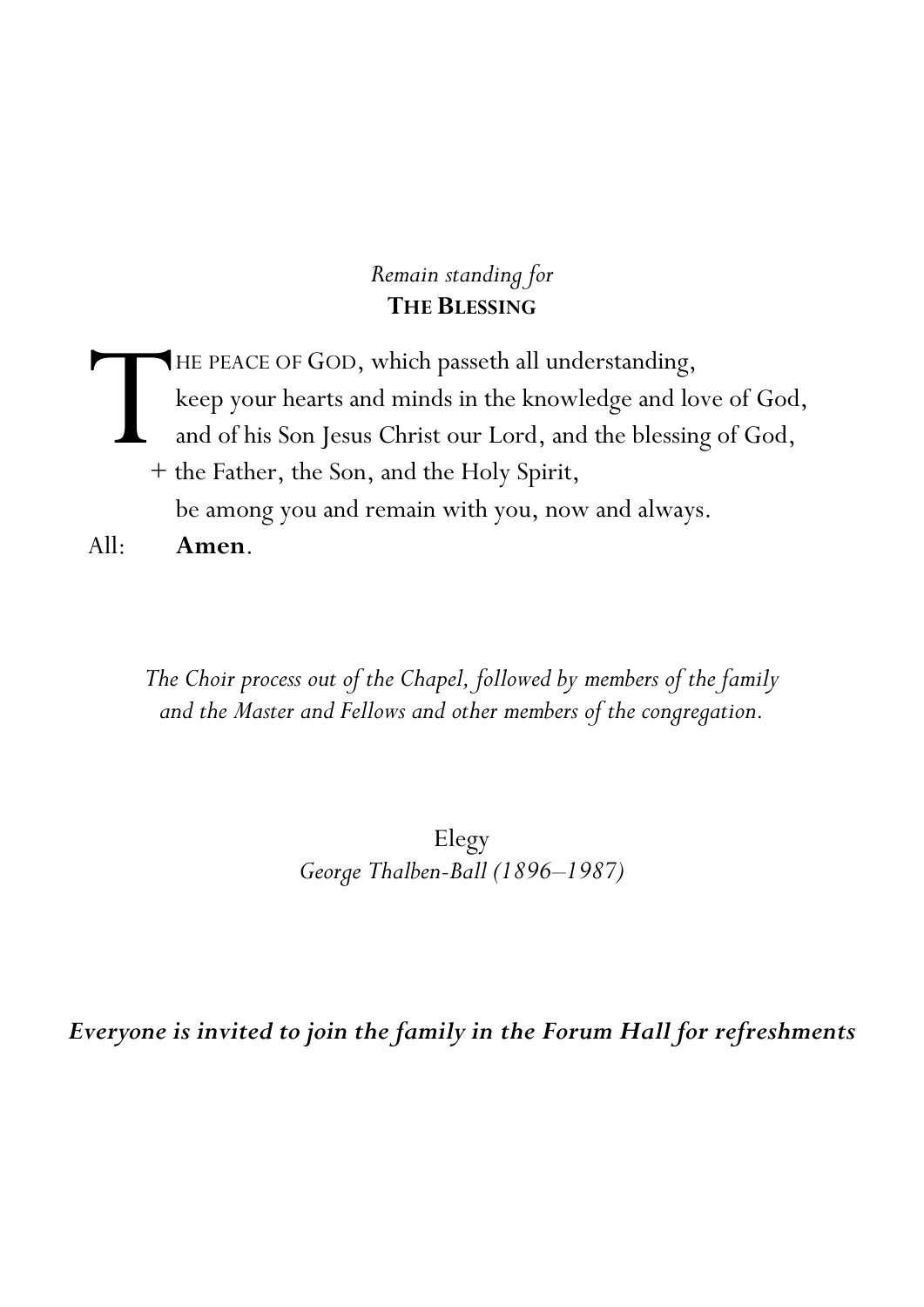*Remain standing for*

**THE BLESSING**

THE PEACE OF GOD, which passeth all understanding,
keep your hearts and minds in the knowledge and love of God,
and of his Son Jesus Christ our Lord, and the blessing of God,
+ the Father, the Son, and the Holy Spirit,
be among you and remain with you, now and always.

All: **Amen**.

*The Choir process out of the Chapel, followed by members of the family and the Master and Fellows and other members of the congregation.*

Elegy
*George Thalben-Ball (1896–1987)*

***Everyone is invited to join the family in the Forum Hall for refreshments***